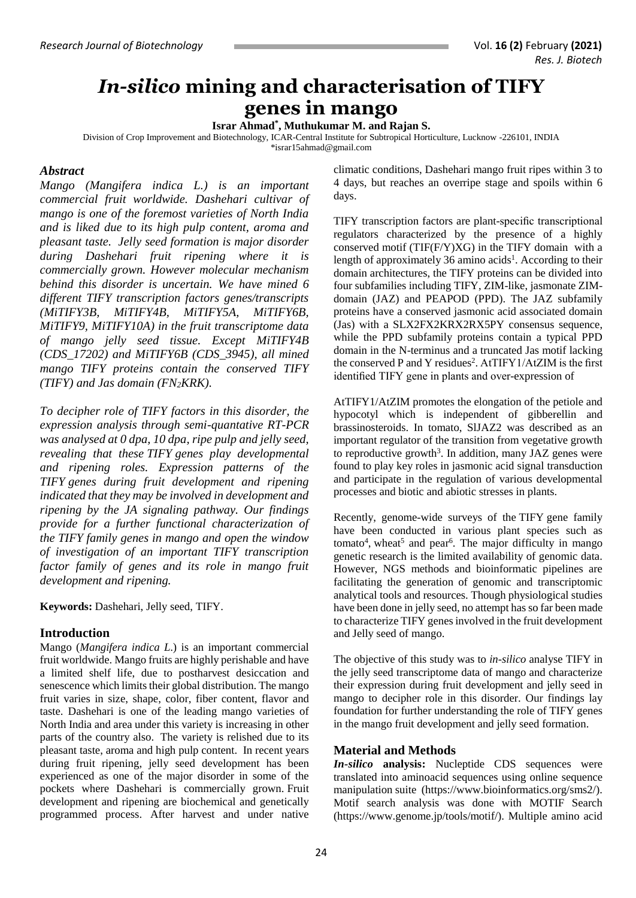# *In-silico* mining and characterisation of TIFY genes in mango

**Israr Ahmad[*], Muthukumar M. and Rajan S.**

Division of Crop Improvement and Biotechnology, ICAR-Central Institute for Subtropical Horticulture, Lucknow -226101, INDIA

*israr15ahmad@gmail.com

## *Abstract*

*Mango (Mangifera indica L.) is an important commercial fruit worldwide. Dashehari cultivar of mango is one of the foremost varieties of North India and is liked due to its high pulp content, aroma and pleasant taste. Jelly seed formation is major disorder during Dashehari fruit ripening where it is commercially grown. However molecular mechanism behind this disorder is uncertain. We have mined 6 different TIFY transcription factors genes/transcripts (MiTIFY3B, MiTIFY4B, MiTIFY5A, MiTIFY6B, MiTIFY9, MiTIFY10A) in the fruit transcriptome data of mango jelly seed tissue. Except MiTIFY4B (CDS_17202) and MiTIFY6B (CDS_3945), all mined mango TIFY proteins contain the conserved TIFY (TIFY) and Jas domain ($FN_2KRK$).*

*To decipher role of TIFY factors in this disorder, the expression analysis through semi-quantative RT-PCR was analysed at 0 dpa, 10 dpa, ripe pulp and jelly seed, revealing that these TIFY genes play developmental and ripening roles. Expression patterns of the TIFY genes during fruit development and ripening indicated that they may be involved in development and ripening by the JA signaling pathway. Our findings provide for a further functional characterization of the TIFY family genes in mango and open the window of investigation of an important TIFY transcription factor family of genes and its role in mango fruit development and ripening.*

**Keywords:** Dashehari, Jelly seed, TIFY.

## Introduction

Mango (*Mangifera indica L.*) is an important commercial fruit worldwide. Mango fruits are highly perishable and have a limited shelf life, due to postharvest desiccation and senescence which limits their global distribution. The mango fruit varies in size, shape, color, fiber content, flavor and taste. Dashehari is one of the leading mango varieties of North India and area under this variety is increasing in other parts of the country also. The variety is relished due to its pleasant taste, aroma and high pulp content. In recent years during fruit ripening, jelly seed development has been experienced as one of the major disorder in some of the pockets where Dashehari is commercially grown. Fruit development and ripening are biochemical and genetically programmed process. After harvest and under native climatic conditions, Dashehari mango fruit ripens within 3 to 4 days, but reaches an overripe stage and spoils within 6 days.

TIFY transcription factors are plant-specific transcriptional regulators characterized by the presence of a highly conserved motif (TIF(F/Y)XG) in the TIFY domain with a length of approximately 36 amino acids[1]. According to their domain architectures, the TIFY proteins can be divided into four subfamilies including TIFY, ZIM-like, jasmonate ZIM-domain (JAZ) and PEAPOD (PPD). The JAZ subfamily proteins have a conserved jasmonic acid associated domain (Jas) with a SLX2FX2KRX2RX5PY consensus sequence, while the PPD subfamily proteins contain a typical PPD domain in the N-terminus and a truncated Jas motif lacking the conserved P and Y residues[2]. AtTIFY1/AtZIM is the first identified TIFY gene in plants and over-expression of AtTIFY1/AtZIM promotes the elongation of the petiole and hypocotyl which is independent of gibberellin and brassinosteroids. In tomato, SlJAZ2 was described as an important regulator of the transition from vegetative growth to reproductive growth[3]. In addition, many JAZ genes were found to play key roles in jasmonic acid signal transduction and participate in the regulation of various developmental processes and biotic and abiotic stresses in plants.

Recently, genome-wide surveys of the TIFY gene family have been conducted in various plant species such as tomato[4], wheat[5] and pear[6]. The major difficulty in mango genetic research is the limited availability of genomic data. However, NGS methods and bioinformatic pipelines are facilitating the generation of genomic and transcriptomic analytical tools and resources. Though physiological studies have been done in jelly seed, no attempt has so far been made to characterize TIFY genes involved in the fruit development and Jelly seed of mango.

The objective of this study was to *in-silico* analyse TIFY in the jelly seed transcriptome data of mango and characterize their expression during fruit development and jelly seed in mango to decipher role in this disorder. Our findings lay foundation for further understanding the role of TIFY genes in the mango fruit development and jelly seed formation.

## Material and Methods

***In-silico* analysis:** Nucleptide CDS sequences were translated into aminoacid sequences using online sequence manipulation suite (https://www.bioinformatics.org/sms2/). Motif search analysis was done with MOTIF Search (https://www.genome.jp/tools/motif/). Multiple amino acid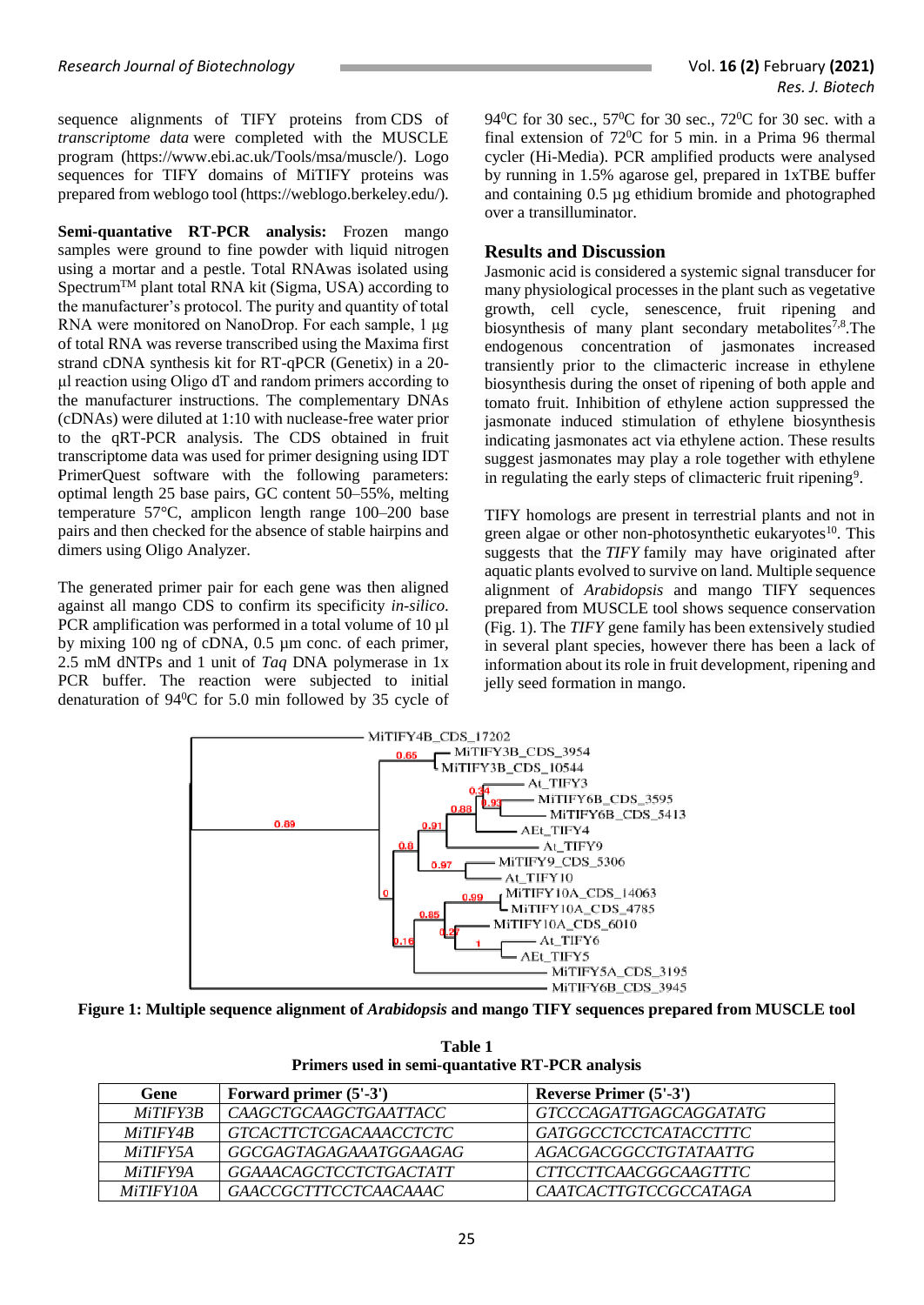sequence alignments of TIFY proteins from CDS of *transcriptome data* were completed with the MUSCLE program (https://www.ebi.ac.uk/Tools/msa/muscle/). Logo sequences for TIFY domains of MiTIFY proteins was prepared from weblogo tool (https://weblogo.berkeley.edu/).

**Semi-quantative RT-PCR analysis:** Frozen mango samples were ground to fine powder with liquid nitrogen using a mortar and a pestle. Total RNAwas isolated using Spectrum™ plant total RNA kit (Sigma, USA) according to the manufacturer's protocol. The purity and quantity of total RNA were monitored on NanoDrop. For each sample, 1 µg of total RNA was reverse transcribed using the Maxima first strand cDNA synthesis kit for RT-qPCR (Genetix) in a 20-µl reaction using Oligo dT and random primers according to the manufacturer instructions. The complementary DNAs (cDNAs) were diluted at 1:10 with nuclease-free water prior to the qRT-PCR analysis. The CDS obtained in fruit transcriptome data was used for primer designing using IDT PrimerQuest software with the following parameters: optimal length 25 base pairs, GC content 50–55%, melting temperature 57°C, amplicon length range 100–200 base pairs and then checked for the absence of stable hairpins and dimers using Oligo Analyzer.

The generated primer pair for each gene was then aligned against all mango CDS to confirm its specificity *in-silico*. PCR amplification was performed in a total volume of 10 µl by mixing 100 ng of cDNA, 0.5 µm conc. of each primer, 2.5 mM dNTPs and 1 unit of *Taq* DNA polymerase in 1x PCR buffer. The reaction were subjected to initial denaturation of 94$^0$C for 5.0 min followed by 35 cycle of 94$^0$C for 30 sec., 57$^0$C for 30 sec., 72$^0$C for 30 sec. with a final extension of 72$^0$C for 5 min. in a Prima 96 thermal cycler (Hi-Media). PCR amplified products were analysed by running in 1.5% agarose gel, prepared in 1xTBE buffer and containing 0.5 µg ethidium bromide and photographed over a transilluminator.

## Results and Discussion

Jasmonic acid is considered a systemic signal transducer for many physiological processes in the plant such as vegetative growth, cell cycle, senescence, fruit ripening and biosynthesis of many plant secondary metabolites[7,8].The endogenous concentration of jasmonates increased transiently prior to the climacteric increase in ethylene biosynthesis during the onset of ripening of both apple and tomato fruit. Inhibition of ethylene action suppressed the jasmonate induced stimulation of ethylene biosynthesis indicating jasmonates act via ethylene action. These results suggest jasmonates may play a role together with ethylene in regulating the early steps of climacteric fruit ripening[9].

TIFY homologs are present in terrestrial plants and not in green algae or other non-photosynthetic eukaryotes[10]. This suggests that the *TIFY* family may have originated after aquatic plants evolved to survive on land. Multiple sequence alignment of *Arabidopsis* and mango TIFY sequences prepared from MUSCLE tool shows sequence conservation (Fig. 1). The *TIFY* gene family has been extensively studied in several plant species, however there has been a lack of information about its role in fruit development, ripening and jelly seed formation in mango.

**Figure 1: Multiple sequence alignment of *Arabidopsis* and mango TIFY sequences prepared from MUSCLE tool**

**Table 1**
**Primers used in semi-quantative RT-PCR analysis**

| Gene | Forward primer (5'-3') | Reverse Primer (5'-3') |
|---|---|---|
| *MiTIFY3B* | *CAAGCTGCAAGCTGAATTACC* | *GTCCCAGATTGAGCAGGATATG* |
| *MiTIFY4B* | *GTCACTTCTCGACAAACCTCTC* | *GATGGCCTCCTCATACCTTTC* |
| *MiTIFY5A* | *GGCGAGTAGAGAAATGGAAGAG* | *AGACGACGGCCTGTATAATTG* |
| *MiTIFY9A* | *GGAAACAGCTCCTCTGACTATT* | *CTTCCTTCAACGGCAAGTTTC* |
| *MiTIFY10A* | *GAACCGCTTTCCTCAACAAAC* | *CAATCACTTGTCCGCCATAGA* |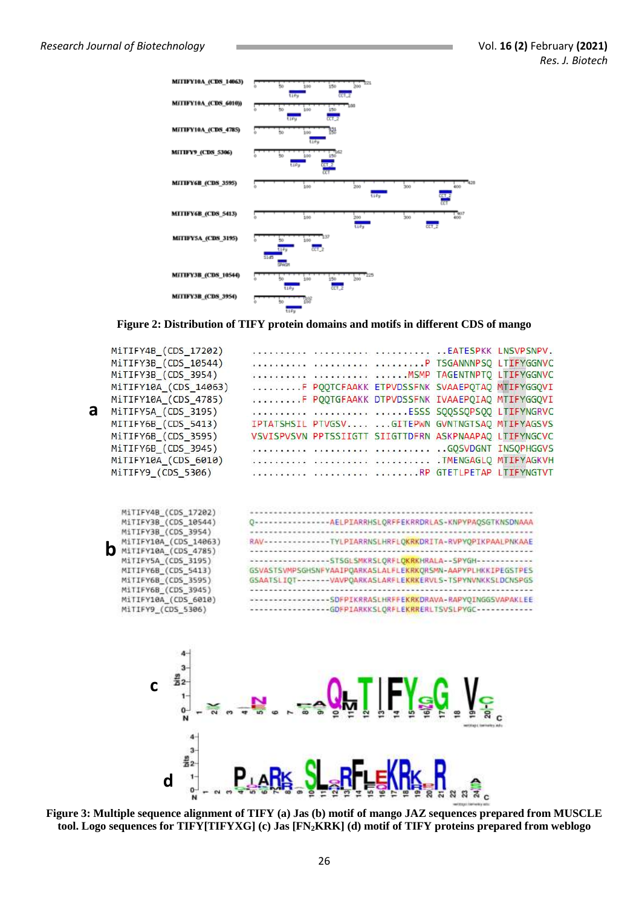**Figure 2: Distribution of TIFY protein domains and motifs in different CDS of mango**

**Figure 3: Multiple sequence alignment of TIFY (a) Jas (b) motif of mango JAZ sequences prepared from MUSCLE tool. Logo sequences for TIFY[TIFYXG] (c) Jas [$FN_2$KRK] (d) motif of TIFY proteins prepared from weblogo**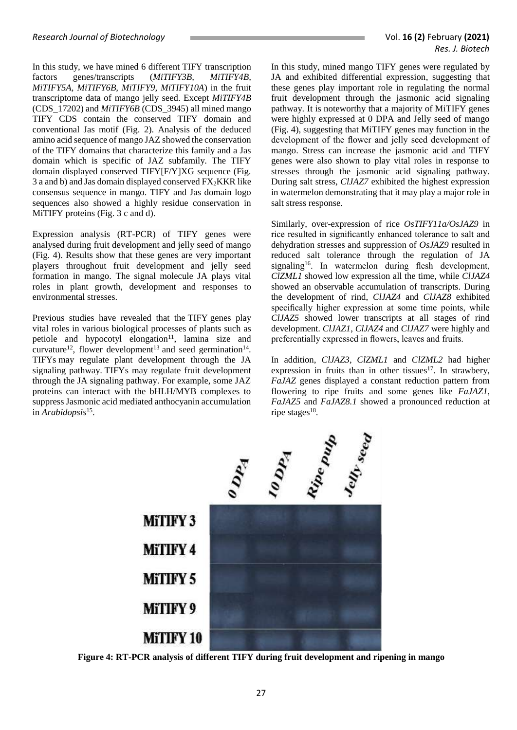In this study, we have mined 6 different TIFY transcription factors genes/transcripts (*MiTIFY3B, MiTIFY4B, MiTIFY5A, MiTIFY6B, MiTIFY9, MiTIFY10A*) in the fruit transcriptome data of mango jelly seed. Except *MiTIFY4B* (CDS_17202) and *MiTIFY6B* (CDS_3945) all mined mango TIFY CDS contain the conserved TIFY domain and conventional Jas motif (Fig. 2). Analysis of the deduced amino acid sequence of mango JAZ showed the conservation of the TIFY domains that characterize this family and a Jas domain which is specific of JAZ subfamily. The TIFY domain displayed conserved TIFY[F/Y]XG sequence (Fig. 3 a and b) and Jas domain displayed conserved $FX_2KKR$ like consensus sequence in mango. TIFY and Jas domain logo sequences also showed a highly residue conservation in MiTIFY proteins (Fig. 3 c and d).

Expression analysis (RT-PCR) of TIFY genes were analysed during fruit development and jelly seed of mango (Fig. 4). Results show that these genes are very important players throughout fruit development and jelly seed formation in mango. The signal molecule JA plays vital roles in plant growth, development and responses to environmental stresses.

Previous studies have revealed that the TIFY genes play vital roles in various biological processes of plants such as petiole and hypocotyl elongation[11], lamina size and curvature[12], flower development[13] and seed germination[14]. TIFYs may regulate plant development through the JA signaling pathway. TIFYs may regulate fruit development through the JA signaling pathway. For example, some JAZ proteins can interact with the bHLH/MYB complexes to suppress Jasmonic acid mediated anthocyanin accumulation in *Arabidopsis*[15].

In this study, mined mango TIFY genes were regulated by JA and exhibited differential expression, suggesting that these genes play important role in regulating the normal fruit development through the jasmonic acid signaling pathway. It is noteworthy that a majority of MiTIFY genes were highly expressed at 0 DPA and Jelly seed of mango (Fig. 4), suggesting that MiTIFY genes may function in the development of the flower and jelly seed development of mango. Stress can increase the jasmonic acid and TIFY genes were also shown to play vital roles in response to stresses through the jasmonic acid signaling pathway. During salt stress, *ClJAZ7* exhibited the highest expression in watermelon demonstrating that it may play a major role in salt stress response.

Similarly, over-expression of rice *OsTIFY11a/OsJAZ9* in rice resulted in significantly enhanced tolerance to salt and dehydration stresses and suppression of *OsJAZ9* resulted in reduced salt tolerance through the regulation of JA signaling[16]. In watermelon during flesh development, *ClZML1* showed low expression all the time, while *ClJAZ4* showed an observable accumulation of transcripts. During the development of rind, *ClJAZ4* and *ClJAZ8* exhibited specifically higher expression at some time points, while *ClJAZ5* showed lower transcripts at all stages of rind development. *ClJAZ1*, *ClJAZ4* and *ClJAZ7* were highly and preferentially expressed in flowers, leaves and fruits.

In addition, *ClJAZ3*, *ClZML1* and *ClZML2* had higher expression in fruits than in other tissues[17]. In strawbery, *FaJAZ* genes displayed a constant reduction pattern from flowering to ripe fruits and some genes like *FaJAZ1*, *FaJAZ5* and *FaJAZ8.1* showed a pronounced reduction at ripe stages[18].

**Figure 4: RT-PCR analysis of different TIFY during fruit development and ripening in mango**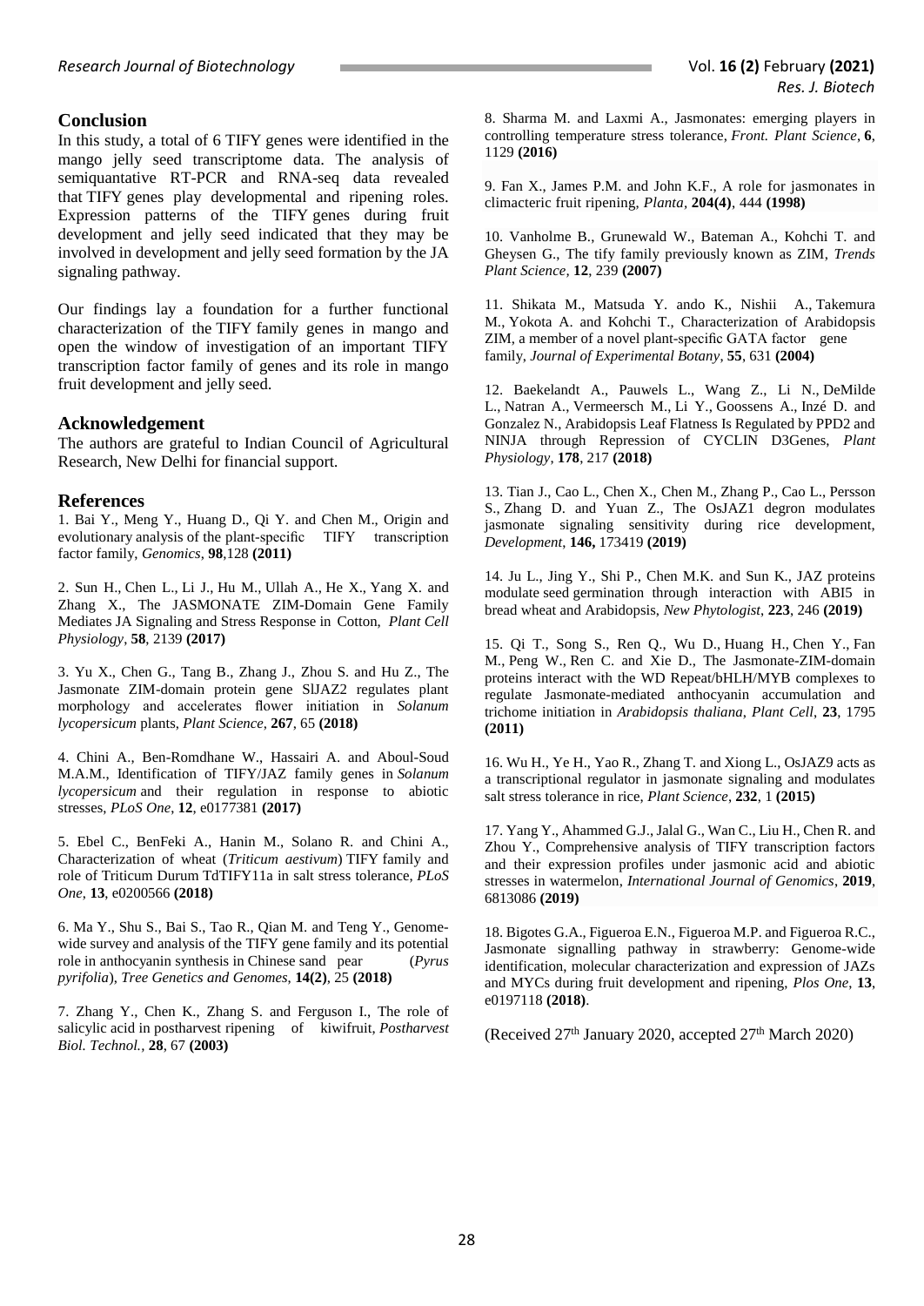## Conclusion

In this study, a total of 6 TIFY genes were identified in the mango jelly seed transcriptome data. The analysis of semiquantative RT-PCR and RNA-seq data revealed that TIFY genes play developmental and ripening roles. Expression patterns of the TIFY genes during fruit development and jelly seed indicated that they may be involved in development and jelly seed formation by the JA signaling pathway.

Our findings lay a foundation for a further functional characterization of the TIFY family genes in mango and open the window of investigation of an important TIFY transcription factor family of genes and its role in mango fruit development and jelly seed.

## Acknowledgement

The authors are grateful to Indian Council of Agricultural Research, New Delhi for financial support.

## References

1. Bai Y., Meng Y., Huang D., Qi Y. and Chen M., Origin and evolutionary analysis of the plant-specific TIFY transcription factor family, *Genomics*, **98**,128 **(2011)**

2. Sun H., Chen L., Li J., Hu M., Ullah A., He X., Yang X. and Zhang X., The JASMONATE ZIM-Domain Gene Family Mediates JA Signaling and Stress Response in Cotton, *Plant Cell Physiology*, **58**, 2139 **(2017)**

3. Yu X., Chen G., Tang B., Zhang J., Zhou S. and Hu Z., The Jasmonate ZIM-domain protein gene SlJAZ2 regulates plant morphology and accelerates flower initiation in *Solanum lycopersicum* plants, *Plant Science*, **267**, 65 **(2018)**

4. Chini A., Ben-Romdhane W., Hassairi A. and Aboul-Soud M.A.M., Identification of TIFY/JAZ family genes in *Solanum lycopersicum* and their regulation in response to abiotic stresses, *PLoS One*, **12**, e0177381 **(2017)**

5. Ebel C., BenFeki A., Hanin M., Solano R. and Chini A., Characterization of wheat (*Triticum aestivum*) TIFY family and role of Triticum Durum TdTIFY11a in salt stress tolerance, *PLoS One*, **13**, e0200566 **(2018)**

6. Ma Y., Shu S., Bai S., Tao R., Qian M. and Teng Y., Genome-wide survey and analysis of the TIFY gene family and its potential role in anthocyanin synthesis in Chinese sand pear (*Pyrus pyrifolia*), *Tree Genetics and Genomes*, **14(2)**, 25 **(2018)**

7. Zhang Y., Chen K., Zhang S. and Ferguson I., The role of salicylic acid in postharvest ripening of kiwifruit, *Postharvest Biol. Technol.*, **28**, 67 **(2003)**

8. Sharma M. and Laxmi A., Jasmonates: emerging players in controlling temperature stress tolerance, *Front. Plant Science*, **6**, 1129 **(2016)**

9. Fan X., James P.M. and John K.F., A role for jasmonates in climacteric fruit ripening, *Planta*, **204(4)**, 444 **(1998)**

10. Vanholme B., Grunewald W., Bateman A., Kohchi T. and Gheysen G., The tify family previously known as ZIM, *Trends Plant Science*, **12**, 239 **(2007)**

11. Shikata M., Matsuda Y. ando K., Nishii A., Takemura M., Yokota A. and Kohchi T., Characterization of Arabidopsis ZIM, a member of a novel plant-specific GATA factor gene family, *Journal of Experimental Botany*, **55**, 631 **(2004)**

12. Baekelandt A., Pauwels L., Wang Z., Li N., DeMilde L., Natran A., Vermeersch M., Li Y., Goossens A., Inzé D. and Gonzalez N., Arabidopsis Leaf Flatness Is Regulated by PPD2 and NINJA through Repression of CYCLIN D3Genes, *Plant Physiology*, **178**, 217 **(2018)**

13. Tian J., Cao L., Chen X., Chen M., Zhang P., Cao L., Persson S., Zhang D. and Yuan Z., The OsJAZ1 degron modulates jasmonate signaling sensitivity during rice development, *Development*, **146,** 173419 **(2019)**

14. Ju L., Jing Y., Shi P., Chen M.K. and Sun K., JAZ proteins modulate seed germination through interaction with ABI5 in bread wheat and Arabidopsis, *New Phytologist*, **223**, 246 **(2019)**

15. Qi T., Song S., Ren Q., Wu D., Huang H., Chen Y., Fan M., Peng W., Ren C. and Xie D., The Jasmonate-ZIM-domain proteins interact with the WD Repeat/bHLH/MYB complexes to regulate Jasmonate-mediated anthocyanin accumulation and trichome initiation in *Arabidopsis thaliana*, *Plant Cell*, **23**, 1795 **(2011)**

16. Wu H., Ye H., Yao R., Zhang T. and Xiong L., OsJAZ9 acts as a transcriptional regulator in jasmonate signaling and modulates salt stress tolerance in rice, *Plant Science*, **232**, 1 **(2015)**

17. Yang Y., Ahammed G.J., Jalal G., Wan C., Liu H., Chen R. and Zhou Y., Comprehensive analysis of TIFY transcription factors and their expression profiles under jasmonic acid and abiotic stresses in watermelon, *International Journal of Genomics*, **2019**, 6813086 **(2019)**

18. Bigotes G.A., Figueroa E.N., Figueroa M.P. and Figueroa R.C., Jasmonate signalling pathway in strawberry: Genome-wide identification, molecular characterization and expression of JAZs and MYCs during fruit development and ripening, *Plos One*, **13**, e0197118 **(2018)**.

(Received 27th January 2020, accepted 27th March 2020)